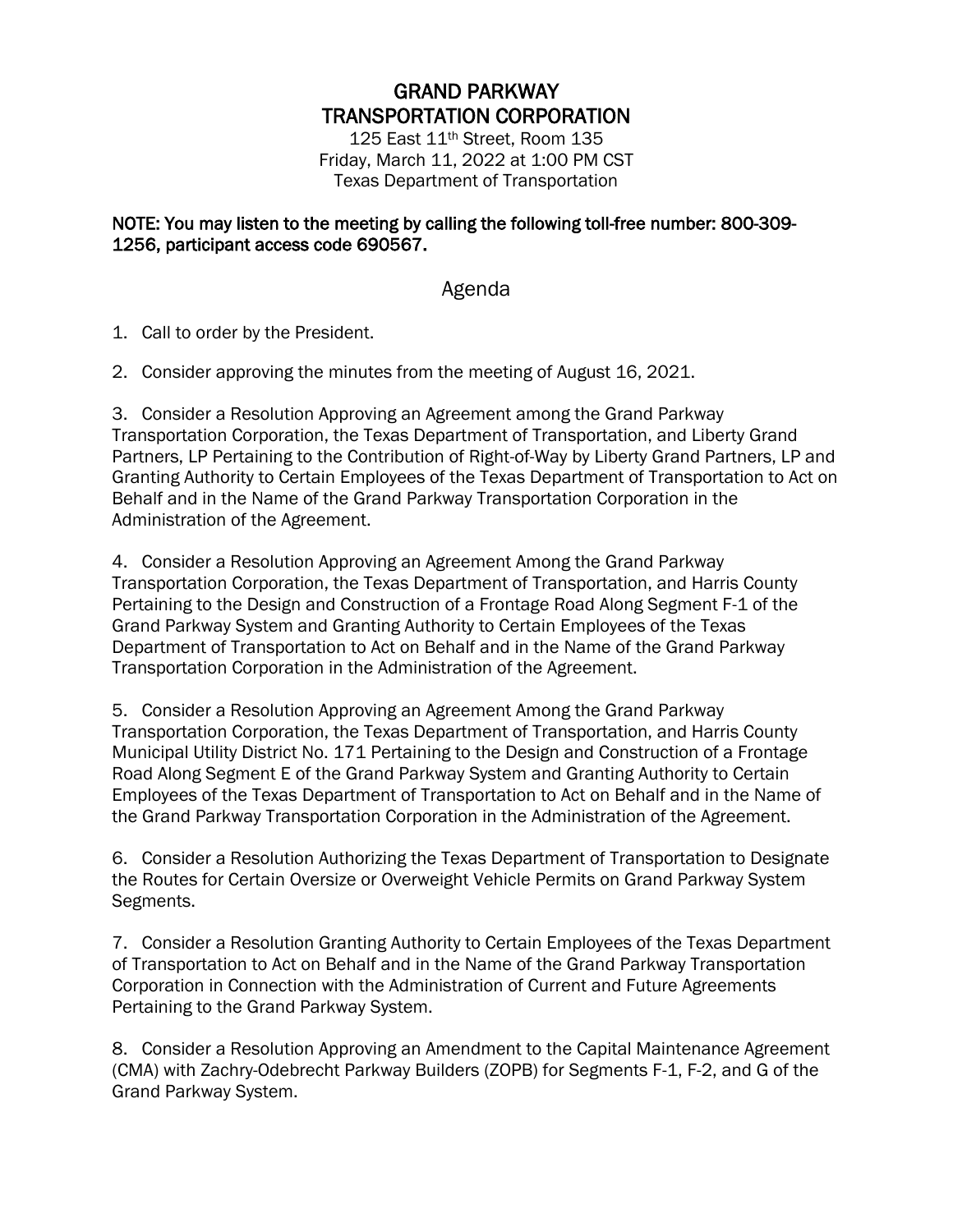# GRAND PARKWAY TRANSPORTATION CORPORATION

125 East 11th Street, Room 135
Friday, March 11, 2022 at 1:00 PM CST
Texas Department of Transportation

**NOTE: You may listen to the meeting by calling the following toll-free number: 800-309-1256, participant access code 690567.**

## Agenda

1. Call to order by the President.

2. Consider approving the minutes from the meeting of August 16, 2021.

3. Consider a Resolution Approving an Agreement among the Grand Parkway Transportation Corporation, the Texas Department of Transportation, and Liberty Grand Partners, LP Pertaining to the Contribution of Right-of-Way by Liberty Grand Partners, LP and Granting Authority to Certain Employees of the Texas Department of Transportation to Act on Behalf and in the Name of the Grand Parkway Transportation Corporation in the Administration of the Agreement.

4. Consider a Resolution Approving an Agreement Among the Grand Parkway Transportation Corporation, the Texas Department of Transportation, and Harris County Pertaining to the Design and Construction of a Frontage Road Along Segment F-1 of the Grand Parkway System and Granting Authority to Certain Employees of the Texas Department of Transportation to Act on Behalf and in the Name of the Grand Parkway Transportation Corporation in the Administration of the Agreement.

5. Consider a Resolution Approving an Agreement Among the Grand Parkway Transportation Corporation, the Texas Department of Transportation, and Harris County Municipal Utility District No. 171 Pertaining to the Design and Construction of a Frontage Road Along Segment E of the Grand Parkway System and Granting Authority to Certain Employees of the Texas Department of Transportation to Act on Behalf and in the Name of the Grand Parkway Transportation Corporation in the Administration of the Agreement.

6. Consider a Resolution Authorizing the Texas Department of Transportation to Designate the Routes for Certain Oversize or Overweight Vehicle Permits on Grand Parkway System Segments.

7. Consider a Resolution Granting Authority to Certain Employees of the Texas Department of Transportation to Act on Behalf and in the Name of the Grand Parkway Transportation Corporation in Connection with the Administration of Current and Future Agreements Pertaining to the Grand Parkway System.

8. Consider a Resolution Approving an Amendment to the Capital Maintenance Agreement (CMA) with Zachry-Odebrecht Parkway Builders (ZOPB) for Segments F-1, F-2, and G of the Grand Parkway System.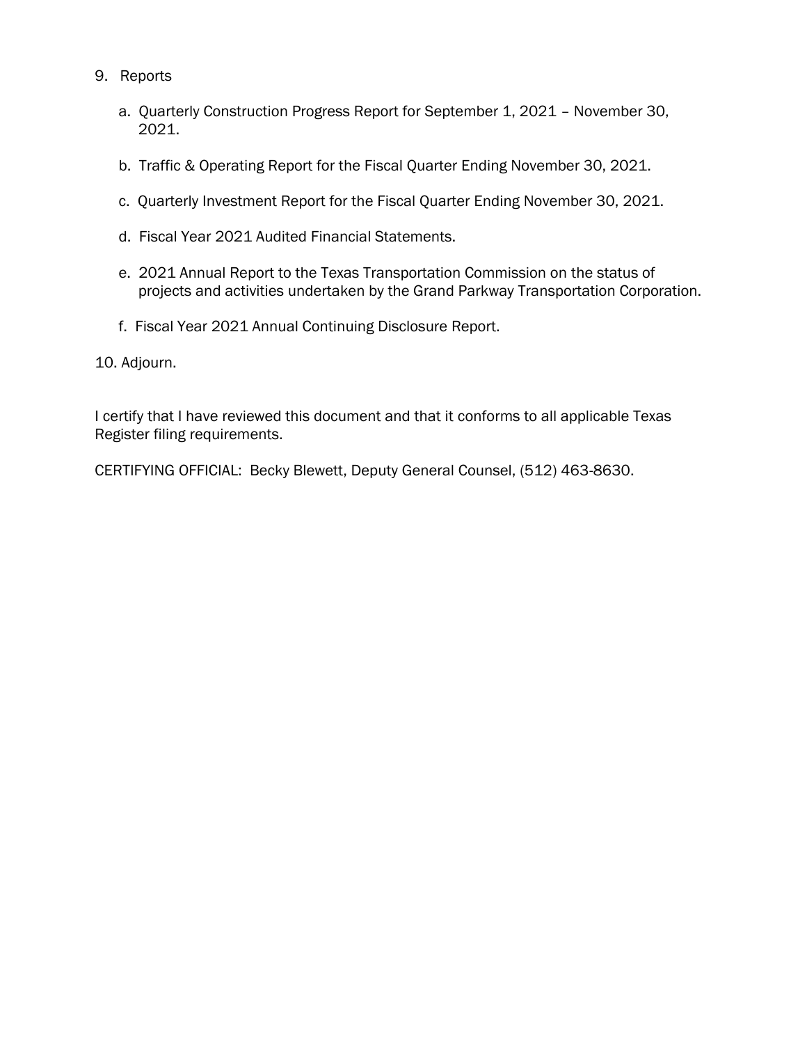9. Reports

   a. Quarterly Construction Progress Report for September 1, 2021 – November 30, 2021.

   b. Traffic & Operating Report for the Fiscal Quarter Ending November 30, 2021.

   c. Quarterly Investment Report for the Fiscal Quarter Ending November 30, 2021.

   d. Fiscal Year 2021 Audited Financial Statements.

   e. 2021 Annual Report to the Texas Transportation Commission on the status of projects and activities undertaken by the Grand Parkway Transportation Corporation.

   f. Fiscal Year 2021 Annual Continuing Disclosure Report.

10. Adjourn.

I certify that I have reviewed this document and that it conforms to all applicable Texas Register filing requirements.

CERTIFYING OFFICIAL: Becky Blewett, Deputy General Counsel, (512) 463-8630.